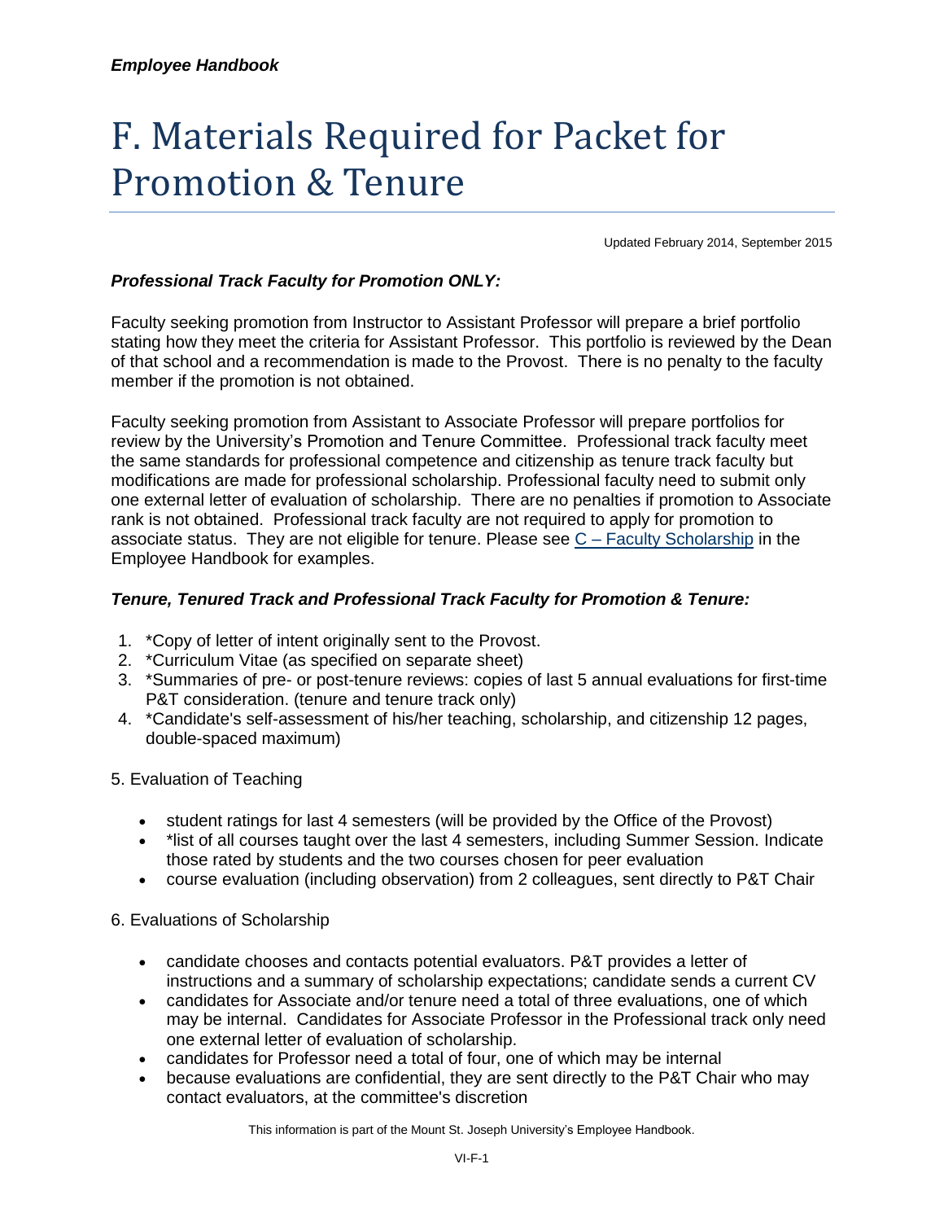*Employee Handbook*

# F. Materials Required for Packet for Promotion & Tenure

Updated February 2014, September 2015

***Professional Track Faculty for Promotion ONLY:***

Faculty seeking promotion from Instructor to Assistant Professor will prepare a brief portfolio stating how they meet the criteria for Assistant Professor. This portfolio is reviewed by the Dean of that school and a recommendation is made to the Provost. There is no penalty to the faculty member if the promotion is not obtained.

Faculty seeking promotion from Assistant to Associate Professor will prepare portfolios for review by the University's Promotion and Tenure Committee. Professional track faculty meet the same standards for professional competence and citizenship as tenure track faculty but modifications are made for professional scholarship. Professional faculty need to submit only one external letter of evaluation of scholarship. There are no penalties if promotion to Associate rank is not obtained. Professional track faculty are not required to apply for promotion to associate status. They are not eligible for tenure. Please see C – Faculty Scholarship in the Employee Handbook for examples.

***Tenure, Tenured Track and Professional Track Faculty for Promotion & Tenure:***

1. *Copy of letter of intent originally sent to the Provost.
2. *Curriculum Vitae (as specified on separate sheet)
3. *Summaries of pre- or post-tenure reviews: copies of last 5 annual evaluations for first-time P&T consideration. (tenure and tenure track only)
4. *Candidate's self-assessment of his/her teaching, scholarship, and citizenship 12 pages, double-spaced maximum)

5. Evaluation of Teaching

- student ratings for last 4 semesters (will be provided by the Office of the Provost)
- *list of all courses taught over the last 4 semesters, including Summer Session. Indicate those rated by students and the two courses chosen for peer evaluation
- course evaluation (including observation) from 2 colleagues, sent directly to P&T Chair

6. Evaluations of Scholarship

- candidate chooses and contacts potential evaluators. P&T provides a letter of instructions and a summary of scholarship expectations; candidate sends a current CV
- candidates for Associate and/or tenure need a total of three evaluations, one of which may be internal. Candidates for Associate Professor in the Professional track only need one external letter of evaluation of scholarship.
- candidates for Professor need a total of four, one of which may be internal
- because evaluations are confidential, they are sent directly to the P&T Chair who may contact evaluators, at the committee's discretion

This information is part of the Mount St. Joseph University's Employee Handbook.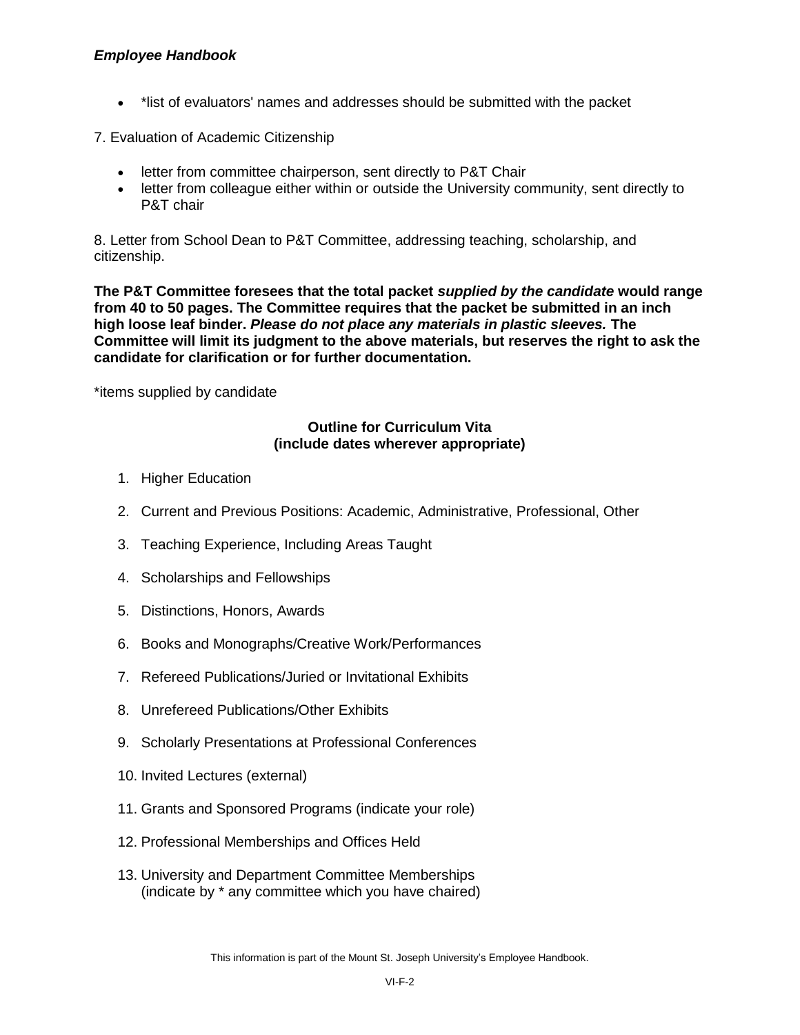- *list of evaluators' names and addresses should be submitted with the packet

7. Evaluation of Academic Citizenship

- letter from committee chairperson, sent directly to P&T Chair
- letter from colleague either within or outside the University community, sent directly to P&T chair

8. Letter from School Dean to P&T Committee, addressing teaching, scholarship, and citizenship.

**The P&T Committee foresees that the total packet *supplied by the candidate* would range from 40 to 50 pages. The Committee requires that the packet be submitted in an inch high loose leaf binder. *Please do not place any materials in plastic sleeves.* The Committee will limit its judgment to the above materials, but reserves the right to ask the candidate for clarification or for further documentation.**

*items supplied by candidate

**Outline for Curriculum Vita**
**(include dates wherever appropriate)**

1. Higher Education
2. Current and Previous Positions: Academic, Administrative, Professional, Other
3. Teaching Experience, Including Areas Taught
4. Scholarships and Fellowships
5. Distinctions, Honors, Awards
6. Books and Monographs/Creative Work/Performances
7. Refereed Publications/Juried or Invitational Exhibits
8. Unrefereed Publications/Other Exhibits
9. Scholarly Presentations at Professional Conferences
10. Invited Lectures (external)
11. Grants and Sponsored Programs (indicate your role)
12. Professional Memberships and Offices Held
13. University and Department Committee Memberships
    (indicate by * any committee which you have chaired)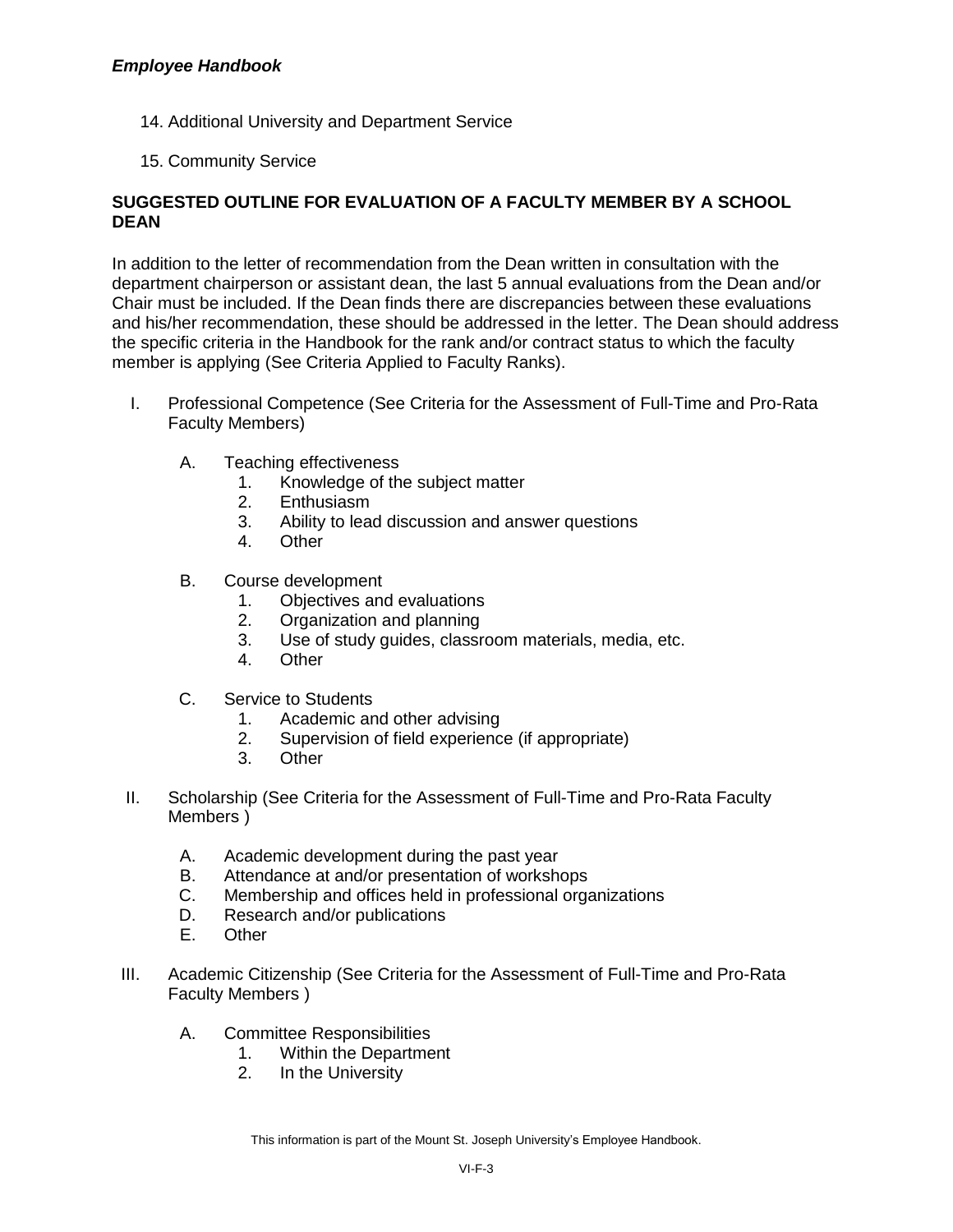14. Additional University and Department Service

15. Community Service

**SUGGESTED OUTLINE FOR EVALUATION OF A FACULTY MEMBER BY A SCHOOL DEAN**

In addition to the letter of recommendation from the Dean written in consultation with the department chairperson or assistant dean, the last 5 annual evaluations from the Dean and/or Chair must be included. If the Dean finds there are discrepancies between these evaluations and his/her recommendation, these should be addressed in the letter. The Dean should address the specific criteria in the Handbook for the rank and/or contract status to which the faculty member is applying (See Criteria Applied to Faculty Ranks).

I. Professional Competence (See Criteria for the Assessment of Full-Time and Pro-Rata Faculty Members)

   A. Teaching effectiveness
      1. Knowledge of the subject matter
      2. Enthusiasm
      3. Ability to lead discussion and answer questions
      4. Other

   B. Course development
      1. Objectives and evaluations
      2. Organization and planning
      3. Use of study guides, classroom materials, media, etc.
      4. Other

   C. Service to Students
      1. Academic and other advising
      2. Supervision of field experience (if appropriate)
      3. Other

II. Scholarship (See Criteria for the Assessment of Full-Time and Pro-Rata Faculty Members )

   A. Academic development during the past year
   B. Attendance at and/or presentation of workshops
   C. Membership and offices held in professional organizations
   D. Research and/or publications
   E. Other

III. Academic Citizenship (See Criteria for the Assessment of Full-Time and Pro-Rata Faculty Members )

   A. Committee Responsibilities
      1. Within the Department
      2. In the University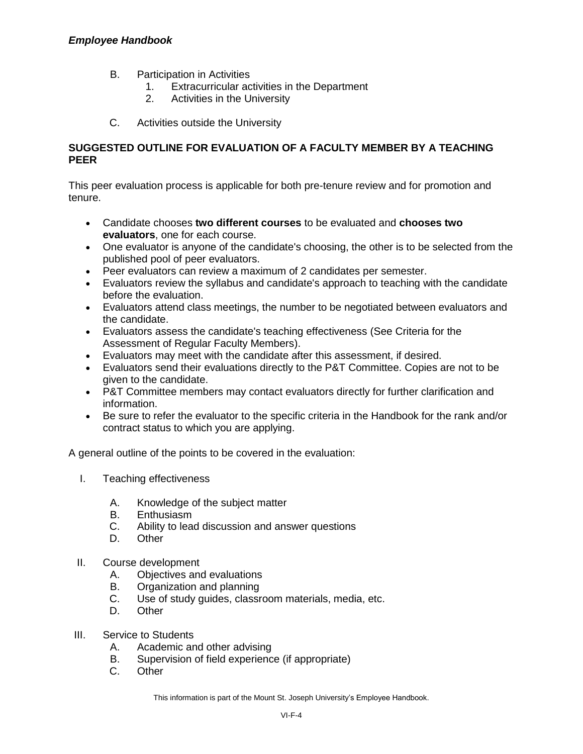B. Participation in Activities
   1. Extracurricular activities in the Department
   2. Activities in the University

C. Activities outside the University

**SUGGESTED OUTLINE FOR EVALUATION OF A FACULTY MEMBER BY A TEACHING PEER**

This peer evaluation process is applicable for both pre-tenure review and for promotion and tenure.

- Candidate chooses **two different courses** to be evaluated and **chooses two evaluators**, one for each course.
- One evaluator is anyone of the candidate's choosing, the other is to be selected from the published pool of peer evaluators.
- Peer evaluators can review a maximum of 2 candidates per semester.
- Evaluators review the syllabus and candidate's approach to teaching with the candidate before the evaluation.
- Evaluators attend class meetings, the number to be negotiated between evaluators and the candidate.
- Evaluators assess the candidate's teaching effectiveness (See Criteria for the Assessment of Regular Faculty Members).
- Evaluators may meet with the candidate after this assessment, if desired.
- Evaluators send their evaluations directly to the P&T Committee. Copies are not to be given to the candidate.
- P&T Committee members may contact evaluators directly for further clarification and information.
- Be sure to refer the evaluator to the specific criteria in the Handbook for the rank and/or contract status to which you are applying.

A general outline of the points to be covered in the evaluation:

I. Teaching effectiveness

   A. Knowledge of the subject matter
   B. Enthusiasm
   C. Ability to lead discussion and answer questions
   D. Other

II. Course development
   A. Objectives and evaluations
   B. Organization and planning
   C. Use of study guides, classroom materials, media, etc.
   D. Other

III. Service to Students
   A. Academic and other advising
   B. Supervision of field experience (if appropriate)
   C. Other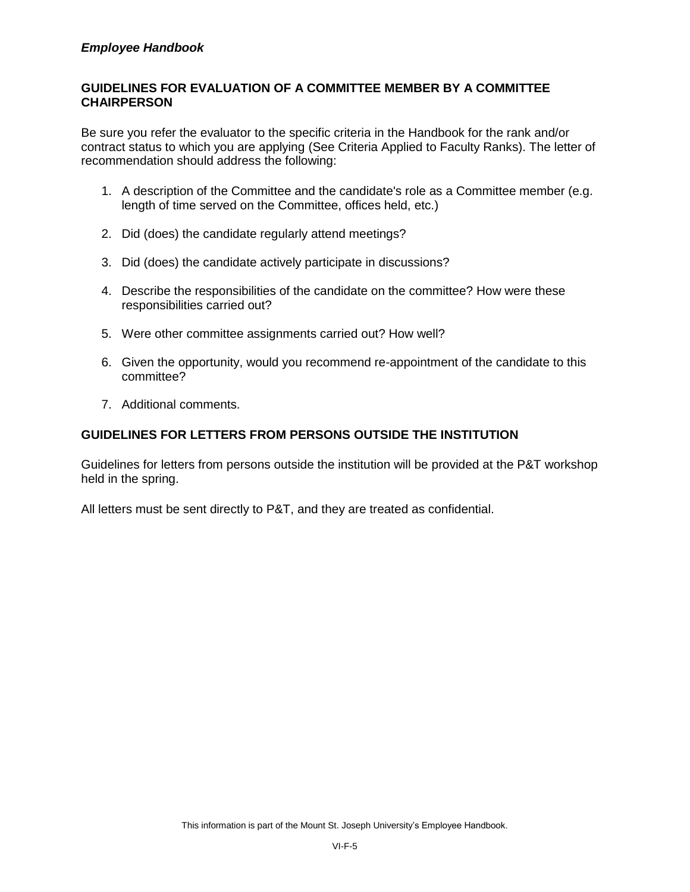## GUIDELINES FOR EVALUATION OF A COMMITTEE MEMBER BY A COMMITTEE CHAIRPERSON

Be sure you refer the evaluator to the specific criteria in the Handbook for the rank and/or contract status to which you are applying (See Criteria Applied to Faculty Ranks). The letter of recommendation should address the following:

1. A description of the Committee and the candidate's role as a Committee member (e.g. length of time served on the Committee, offices held, etc.)
2. Did (does) the candidate regularly attend meetings?
3. Did (does) the candidate actively participate in discussions?
4. Describe the responsibilities of the candidate on the committee? How were these responsibilities carried out?
5. Were other committee assignments carried out? How well?
6. Given the opportunity, would you recommend re-appointment of the candidate to this committee?
7. Additional comments.

## GUIDELINES FOR LETTERS FROM PERSONS OUTSIDE THE INSTITUTION

Guidelines for letters from persons outside the institution will be provided at the P&T workshop held in the spring.

All letters must be sent directly to P&T, and they are treated as confidential.